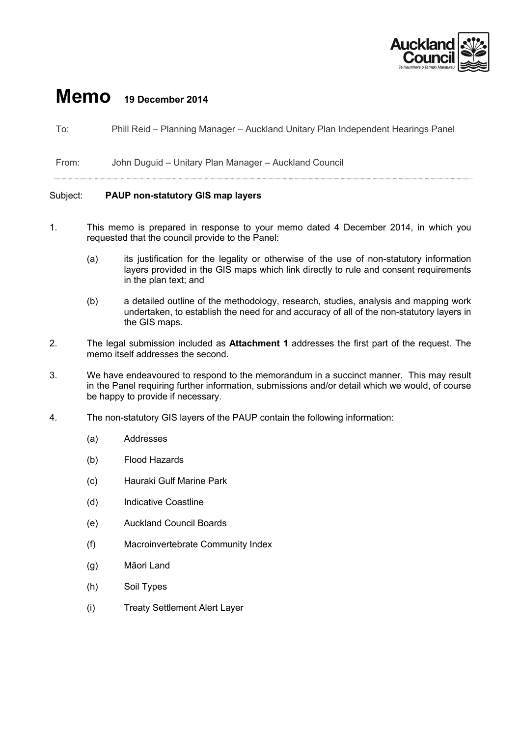# Memo 19 December 2014

To: Phill Reid – Planning Manager – Auckland Unitary Plan Independent Hearings Panel

From: John Duguid – Unitary Plan Manager – Auckland Council

Subject: **PAUP non-statutory GIS map layers**

1. This memo is prepared in response to your memo dated 4 December 2014, in which you requested that the council provide to the Panel:

   (a) its justification for the legality or otherwise of the use of non-statutory information layers provided in the GIS maps which link directly to rule and consent requirements in the plan text; and

   (b) a detailed outline of the methodology, research, studies, analysis and mapping work undertaken, to establish the need for and accuracy of all of the non-statutory layers in the GIS maps.

2. The legal submission included as **Attachment 1** addresses the first part of the request. The memo itself addresses the second.

3. We have endeavoured to respond to the memorandum in a succinct manner. This may result in the Panel requiring further information, submissions and/or detail which we would, of course be happy to provide if necessary.

4. The non-statutory GIS layers of the PAUP contain the following information:

   (a) Addresses

   (b) Flood Hazards

   (c) Hauraki Gulf Marine Park

   (d) Indicative Coastline

   (e) Auckland Council Boards

   (f) Macroinvertebrate Community Index

   (g) Māori Land

   (h) Soil Types

   (i) Treaty Settlement Alert Layer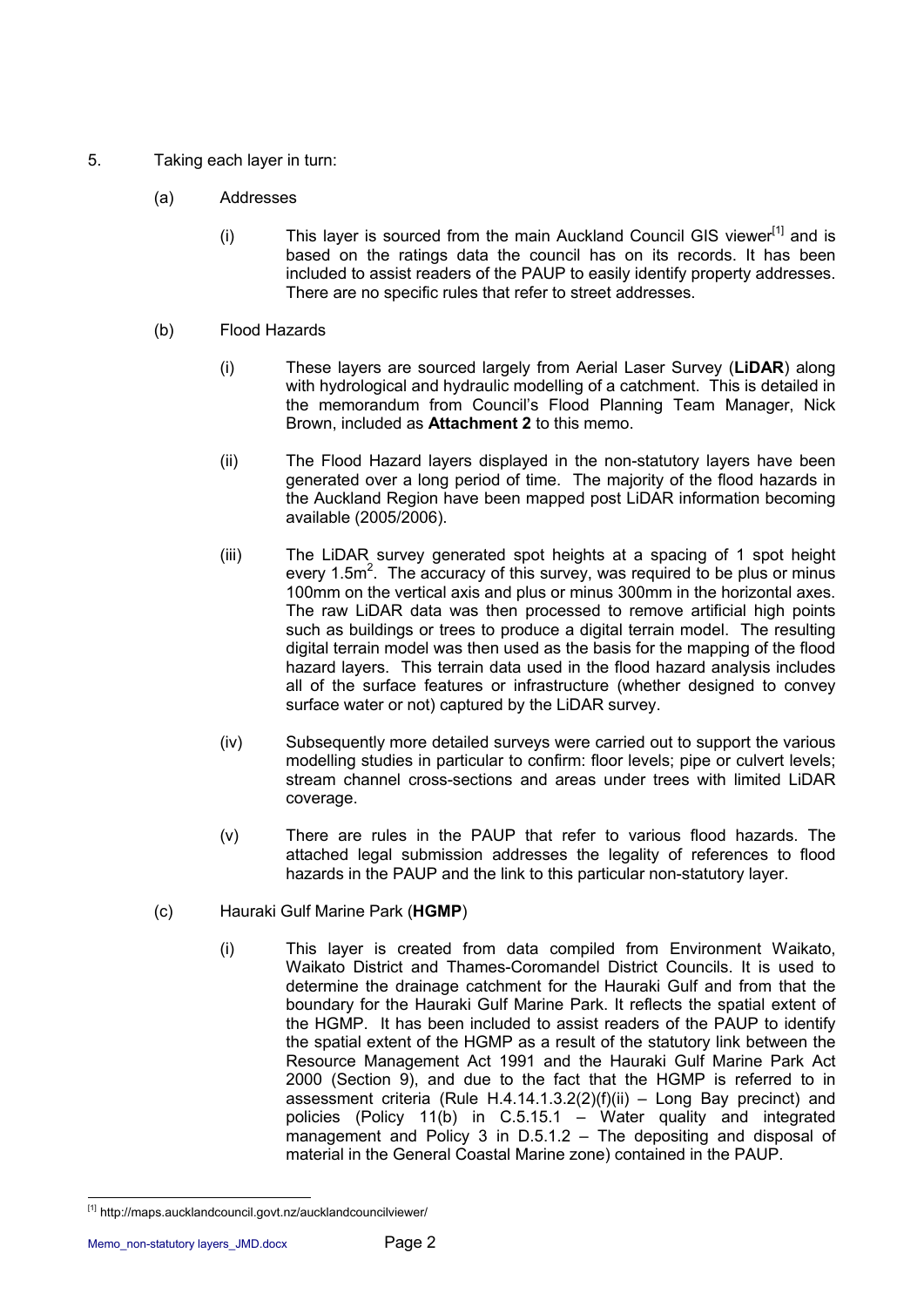5. Taking each layer in turn:

   (a) Addresses

      (i) This layer is sourced from the main Auckland Council GIS viewer[1] and is based on the ratings data the council has on its records. It has been included to assist readers of the PAUP to easily identify property addresses. There are no specific rules that refer to street addresses.

   (b) Flood Hazards

      (i) These layers are sourced largely from Aerial Laser Survey (**LiDAR**) along with hydrological and hydraulic modelling of a catchment. This is detailed in the memorandum from Council's Flood Planning Team Manager, Nick Brown, included as **Attachment 2** to this memo.

      (ii) The Flood Hazard layers displayed in the non-statutory layers have been generated over a long period of time. The majority of the flood hazards in the Auckland Region have been mapped post LiDAR information becoming available (2005/2006).

      (iii) The LiDAR survey generated spot heights at a spacing of 1 spot height every $1.5m^2$. The accuracy of this survey, was required to be plus or minus 100mm on the vertical axis and plus or minus 300mm in the horizontal axes. The raw LiDAR data was then processed to remove artificial high points such as buildings or trees to produce a digital terrain model. The resulting digital terrain model was then used as the basis for the mapping of the flood hazard layers. This terrain data used in the flood hazard analysis includes all of the surface features or infrastructure (whether designed to convey surface water or not) captured by the LiDAR survey.

      (iv) Subsequently more detailed surveys were carried out to support the various modelling studies in particular to confirm: floor levels; pipe or culvert levels; stream channel cross-sections and areas under trees with limited LiDAR coverage.

      (v) There are rules in the PAUP that refer to various flood hazards. The attached legal submission addresses the legality of references to flood hazards in the PAUP and the link to this particular non-statutory layer.

   (c) Hauraki Gulf Marine Park (**HGMP**)

      (i) This layer is created from data compiled from Environment Waikato, Waikato District and Thames-Coromandel District Councils. It is used to determine the drainage catchment for the Hauraki Gulf and from that the boundary for the Hauraki Gulf Marine Park. It reflects the spatial extent of the HGMP. It has been included to assist readers of the PAUP to identify the spatial extent of the HGMP as a result of the statutory link between the Resource Management Act 1991 and the Hauraki Gulf Marine Park Act 2000 (Section 9), and due to the fact that the HGMP is referred to in assessment criteria (Rule H.4.14.1.3.2(2)(f)(ii) – Long Bay precinct) and policies (Policy 11(b) in C.5.15.1 – Water quality and integrated management and Policy 3 in D.5.1.2 – The depositing and disposal of material in the General Coastal Marine zone) contained in the PAUP.

[1] http://maps.aucklandcouncil.govt.nz/aucklandcouncilviewer/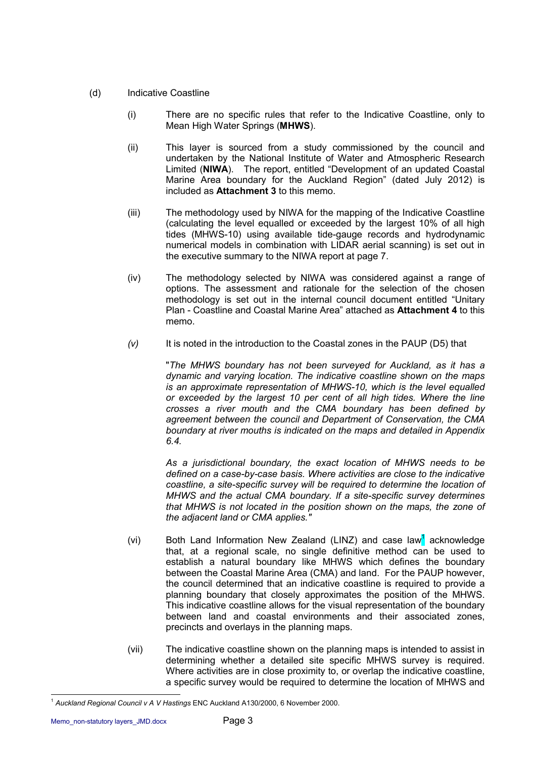(d) Indicative Coastline

(i) There are no specific rules that refer to the Indicative Coastline, only to Mean High Water Springs (**MHWS**).

(ii) This layer is sourced from a study commissioned by the council and undertaken by the National Institute of Water and Atmospheric Research Limited (**NIWA**). The report, entitled "Development of an updated Coastal Marine Area boundary for the Auckland Region" (dated July 2012) is included as **Attachment 3** to this memo.

(iii) The methodology used by NIWA for the mapping of the Indicative Coastline (calculating the level equalled or exceeded by the largest 10% of all high tides (MHWS-10) using available tide-gauge records and hydrodynamic numerical models in combination with LIDAR aerial scanning) is set out in the executive summary to the NIWA report at page 7.

(iv) The methodology selected by NIWA was considered against a range of options. The assessment and rationale for the selection of the chosen methodology is set out in the internal council document entitled "Unitary Plan - Coastline and Coastal Marine Area" attached as **Attachment 4** to this memo.

*(v)* It is noted in the introduction to the Coastal zones in the PAUP (D5) that

> "*The MHWS boundary has not been surveyed for Auckland, as it has a dynamic and varying location. The indicative coastline shown on the maps is an approximate representation of MHWS-10, which is the level equalled or exceeded by the largest 10 per cent of all high tides. Where the line crosses a river mouth and the CMA boundary has been defined by agreement between the council and Department of Conservation, the CMA boundary at river mouths is indicated on the maps and detailed in Appendix 6.4.*
>
> *As a jurisdictional boundary, the exact location of MHWS needs to be defined on a case-by-case basis. Where activities are close to the indicative coastline, a site-specific survey will be required to determine the location of MHWS and the actual CMA boundary. If a site-specific survey determines that MHWS is not located in the position shown on the maps, the zone of the adjacent land or CMA applies."*

(vi) Both Land Information New Zealand (LINZ) and case law[1] acknowledge that, at a regional scale, no single definitive method can be used to establish a natural boundary like MHWS which defines the boundary between the Coastal Marine Area (CMA) and land. For the PAUP however, the council determined that an indicative coastline is required to provide a planning boundary that closely approximates the position of the MHWS. This indicative coastline allows for the visual representation of the boundary between land and coastal environments and their associated zones, precincts and overlays in the planning maps.

(vii) The indicative coastline shown on the planning maps is intended to assist in determining whether a detailed site specific MHWS survey is required. Where activities are in close proximity to, or overlap the indicative coastline, a specific survey would be required to determine the location of MHWS and

---

[1] *Auckland Regional Council v A V Hastings* ENC Auckland A130/2000, 6 November 2000.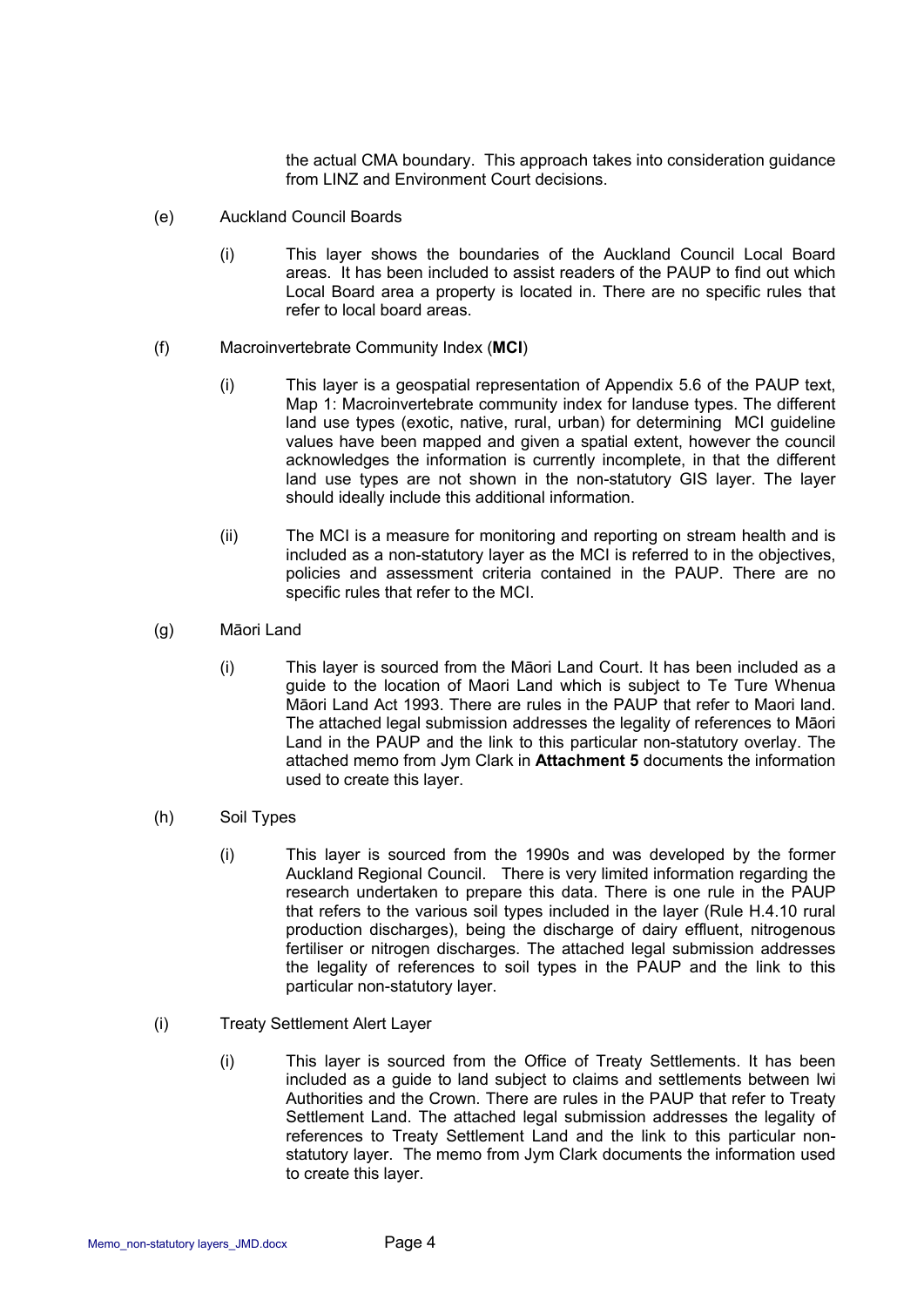the actual CMA boundary. This approach takes into consideration guidance from LINZ and Environment Court decisions.

(e) Auckland Council Boards

(i) This layer shows the boundaries of the Auckland Council Local Board areas. It has been included to assist readers of the PAUP to find out which Local Board area a property is located in. There are no specific rules that refer to local board areas.

(f) Macroinvertebrate Community Index (**MCI**)

(i) This layer is a geospatial representation of Appendix 5.6 of the PAUP text, Map 1: Macroinvertebrate community index for landuse types. The different land use types (exotic, native, rural, urban) for determining MCI guideline values have been mapped and given a spatial extent, however the council acknowledges the information is currently incomplete, in that the different land use types are not shown in the non-statutory GIS layer. The layer should ideally include this additional information.

(ii) The MCI is a measure for monitoring and reporting on stream health and is included as a non-statutory layer as the MCI is referred to in the objectives, policies and assessment criteria contained in the PAUP. There are no specific rules that refer to the MCI.

(g) Māori Land

(i) This layer is sourced from the Māori Land Court. It has been included as a guide to the location of Maori Land which is subject to Te Ture Whenua Māori Land Act 1993. There are rules in the PAUP that refer to Maori land. The attached legal submission addresses the legality of references to Māori Land in the PAUP and the link to this particular non-statutory overlay. The attached memo from Jym Clark in **Attachment 5** documents the information used to create this layer.

(h) Soil Types

(i) This layer is sourced from the 1990s and was developed by the former Auckland Regional Council. There is very limited information regarding the research undertaken to prepare this data. There is one rule in the PAUP that refers to the various soil types included in the layer (Rule H.4.10 rural production discharges), being the discharge of dairy effluent, nitrogenous fertiliser or nitrogen discharges. The attached legal submission addresses the legality of references to soil types in the PAUP and the link to this particular non-statutory layer.

(i) Treaty Settlement Alert Layer

(i) This layer is sourced from the Office of Treaty Settlements. It has been included as a guide to land subject to claims and settlements between Iwi Authorities and the Crown. There are rules in the PAUP that refer to Treaty Settlement Land. The attached legal submission addresses the legality of references to Treaty Settlement Land and the link to this particular non-statutory layer. The memo from Jym Clark documents the information used to create this layer.